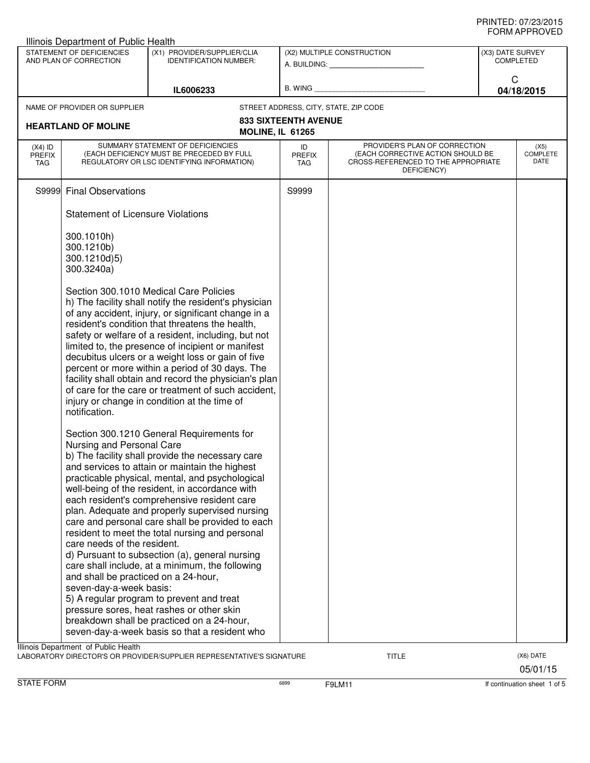PRINTED: 07/23/2015
FORM APPROVED

Illinois Department of Public Health

| STATEMENT OF DEFICIENCIES AND PLAN OF CORRECTION | (X1) PROVIDER/SUPPLIER/CLIA IDENTIFICATION NUMBER: | (X2) MULTIPLE CONSTRUCTION | (X3) DATE SURVEY COMPLETED |
|---|---|---|---|
| | IL6006233 | A. BUILDING: ______ B. WING ______ | C 04/18/2015 |

NAME OF PROVIDER OR SUPPLIER: **HEARTLAND OF MOLINE**

STREET ADDRESS, CITY, STATE, ZIP CODE: **833 SIXTEENTH AVENUE MOLINE, IL 61265**

| (X4) ID PREFIX TAG | SUMMARY STATEMENT OF DEFICIENCIES (EACH DEFICIENCY MUST BE PRECEDED BY FULL REGULATORY OR LSC IDENTIFYING INFORMATION) | ID PREFIX TAG | PROVIDER'S PLAN OF CORRECTION (EACH CORRECTIVE ACTION SHOULD BE CROSS-REFERENCED TO THE APPROPRIATE DEFICIENCY) | (X5) COMPLETE DATE |
|---|---|---|---|---|
| S9999 | Final Observations | S9999 | | |

Statement of Licensure Violations

300.1010h)
300.1210b)
300.1210d)5)
300.3240a)

Section 300.1010 Medical Care Policies
h) The facility shall notify the resident's physician of any accident, injury, or significant change in a resident's condition that threatens the health, safety or welfare of a resident, including, but not limited to, the presence of incipient or manifest decubitus ulcers or a weight loss or gain of five percent or more within a period of 30 days. The facility shall obtain and record the physician's plan of care for the care or treatment of such accident, injury or change in condition at the time of notification.

Section 300.1210 General Requirements for Nursing and Personal Care
b) The facility shall provide the necessary care and services to attain or maintain the highest practicable physical, mental, and psychological well-being of the resident, in accordance with each resident's comprehensive resident care plan. Adequate and properly supervised nursing care and personal care shall be provided to each resident to meet the total nursing and personal care needs of the resident.
d) Pursuant to subsection (a), general nursing care shall include, at a minimum, the following and shall be practiced on a 24-hour, seven-day-a-week basis:
5) A regular program to prevent and treat pressure sores, heat rashes or other skin breakdown shall be practiced on a 24-hour, seven-day-a-week basis so that a resident who

Illinois Department of Public Health
LABORATORY DIRECTOR'S OR PROVIDER/SUPPLIER REPRESENTATIVE'S SIGNATURE | TITLE | (X6) DATE 05/01/15

STATE FORM | 6899 | F9LM11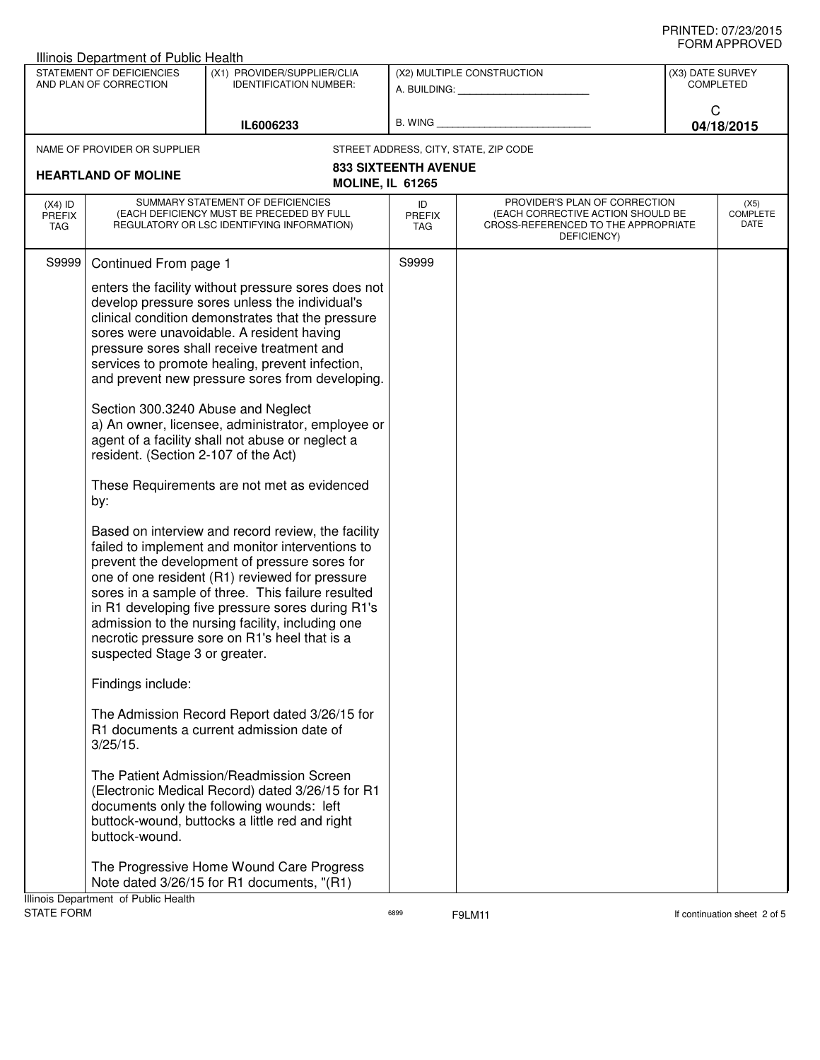Illinois Department of Public Health

| STATEMENT OF DEFICIENCIES AND PLAN OF CORRECTION | (X1) PROVIDER/SUPPLIER/CLIA IDENTIFICATION NUMBER: | (X2) MULTIPLE CONSTRUCTION | (X3) DATE SURVEY COMPLETED |
|---|---|---|---|
| | IL6006233 | A. BUILDING: ___ B. WING ___ | C 04/18/2015 |

NAME OF PROVIDER OR SUPPLIER: **HEARTLAND OF MOLINE**

STREET ADDRESS, CITY, STATE, ZIP CODE: **833 SIXTEENTH AVENUE MOLINE, IL 61265**

| (X4) ID PREFIX TAG | SUMMARY STATEMENT OF DEFICIENCIES (EACH DEFICIENCY MUST BE PRECEDED BY FULL REGULATORY OR LSC IDENTIFYING INFORMATION) | ID PREFIX TAG | PROVIDER'S PLAN OF CORRECTION (EACH CORRECTIVE ACTION SHOULD BE CROSS-REFERENCED TO THE APPROPRIATE DEFICIENCY) | (X5) COMPLETE DATE |
|---|---|---|---|---|
| S9999 | Continued From page 1 | S9999 | | |

enters the facility without pressure sores does not develop pressure sores unless the individual's clinical condition demonstrates that the pressure sores were unavoidable. A resident having pressure sores shall receive treatment and services to promote healing, prevent infection, and prevent new pressure sores from developing.

Section 300.3240 Abuse and Neglect
a) An owner, licensee, administrator, employee or agent of a facility shall not abuse or neglect a resident. (Section 2-107 of the Act)

These Requirements are not met as evidenced by:

Based on interview and record review, the facility failed to implement and monitor interventions to prevent the development of pressure sores for one of one resident (R1) reviewed for pressure sores in a sample of three. This failure resulted in R1 developing five pressure sores during R1's admission to the nursing facility, including one necrotic pressure sore on R1's heel that is a suspected Stage 3 or greater.

Findings include:

The Admission Record Report dated 3/26/15 for R1 documents a current admission date of 3/25/15.

The Patient Admission/Readmission Screen (Electronic Medical Record) dated 3/26/15 for R1 documents only the following wounds: left buttock-wound, buttocks a little red and right buttock-wound.

The Progressive Home Wound Care Progress Note dated 3/26/15 for R1 documents, "(R1)

Illinois Department of Public Health
STATE FORM 6899 F9LM11 If continuation sheet 2 of 5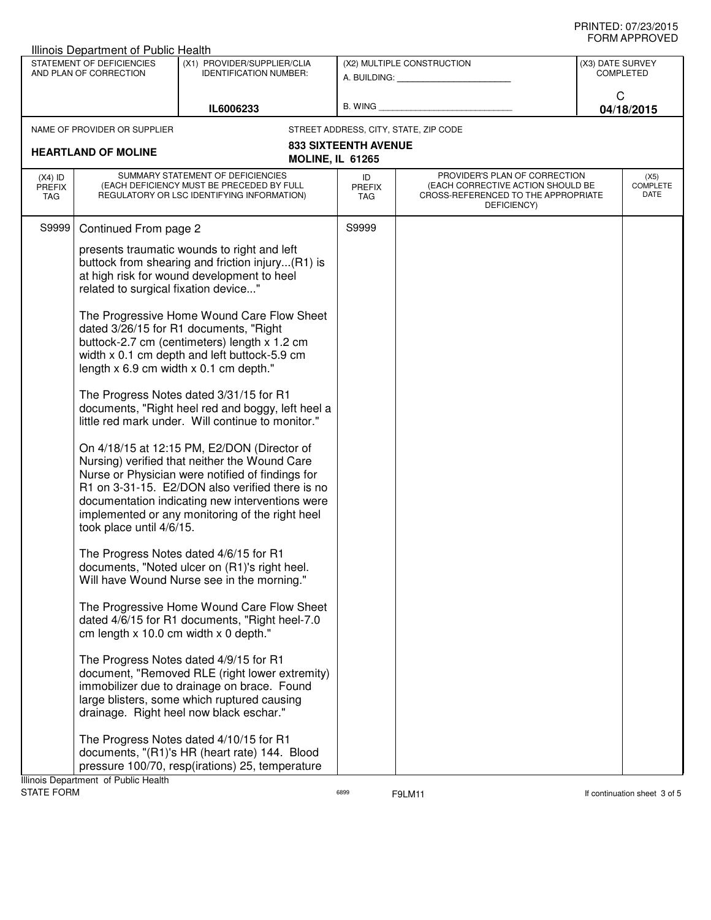PRINTED: 07/23/2015
FORM APPROVED

Illinois Department of Public Health

| STATEMENT OF DEFICIENCIES AND PLAN OF CORRECTION | (X1) PROVIDER/SUPPLIER/CLIA IDENTIFICATION NUMBER: | (X2) MULTIPLE CONSTRUCTION | (X3) DATE SURVEY COMPLETED |
|---|---|---|---|
| | IL6006233 | A. BUILDING: ______ B. WING ______ | C 04/18/2015 |

NAME OF PROVIDER OR SUPPLIER: **HEARTLAND OF MOLINE**

STREET ADDRESS, CITY, STATE, ZIP CODE: **833 SIXTEENTH AVENUE MOLINE, IL 61265**

| (X4) ID PREFIX TAG | SUMMARY STATEMENT OF DEFICIENCIES (EACH DEFICIENCY MUST BE PRECEDED BY FULL REGULATORY OR LSC IDENTIFYING INFORMATION) | ID PREFIX TAG | PROVIDER'S PLAN OF CORRECTION (EACH CORRECTIVE ACTION SHOULD BE CROSS-REFERENCED TO THE APPROPRIATE DEFICIENCY) | (X5) COMPLETE DATE |
|---|---|---|---|---|
| S9999 | Continued From page 2 | S9999 | | |

presents traumatic wounds to right and left buttock from shearing and friction injury...(R1) is at high risk for wound development to heel related to surgical fixation device..."

The Progressive Home Wound Care Flow Sheet dated 3/26/15 for R1 documents, "Right buttock-2.7 cm (centimeters) length x 1.2 cm width x 0.1 cm depth and left buttock-5.9 cm length x 6.9 cm width x 0.1 cm depth."

The Progress Notes dated 3/31/15 for R1 documents, "Right heel red and boggy, left heel a little red mark under. Will continue to monitor."

On 4/18/15 at 12:15 PM, E2/DON (Director of Nursing) verified that neither the Wound Care Nurse or Physician were notified of findings for R1 on 3-31-15. E2/DON also verified there is no documentation indicating new interventions were implemented or any monitoring of the right heel took place until 4/6/15.

The Progress Notes dated 4/6/15 for R1 documents, "Noted ulcer on (R1)'s right heel. Will have Wound Nurse see in the morning."

The Progressive Home Wound Care Flow Sheet dated 4/6/15 for R1 documents, "Right heel-7.0 cm length x 10.0 cm width x 0 depth."

The Progress Notes dated 4/9/15 for R1 document, "Removed RLE (right lower extremity) immobilizer due to drainage on brace. Found large blisters, some which ruptured causing drainage. Right heel now black eschar."

The Progress Notes dated 4/10/15 for R1 documents, "(R1)'s HR (heart rate) 144. Blood pressure 100/70, resp(irations) 25, temperature

Illinois Department of Public Health
STATE FORM 6899 F9LM11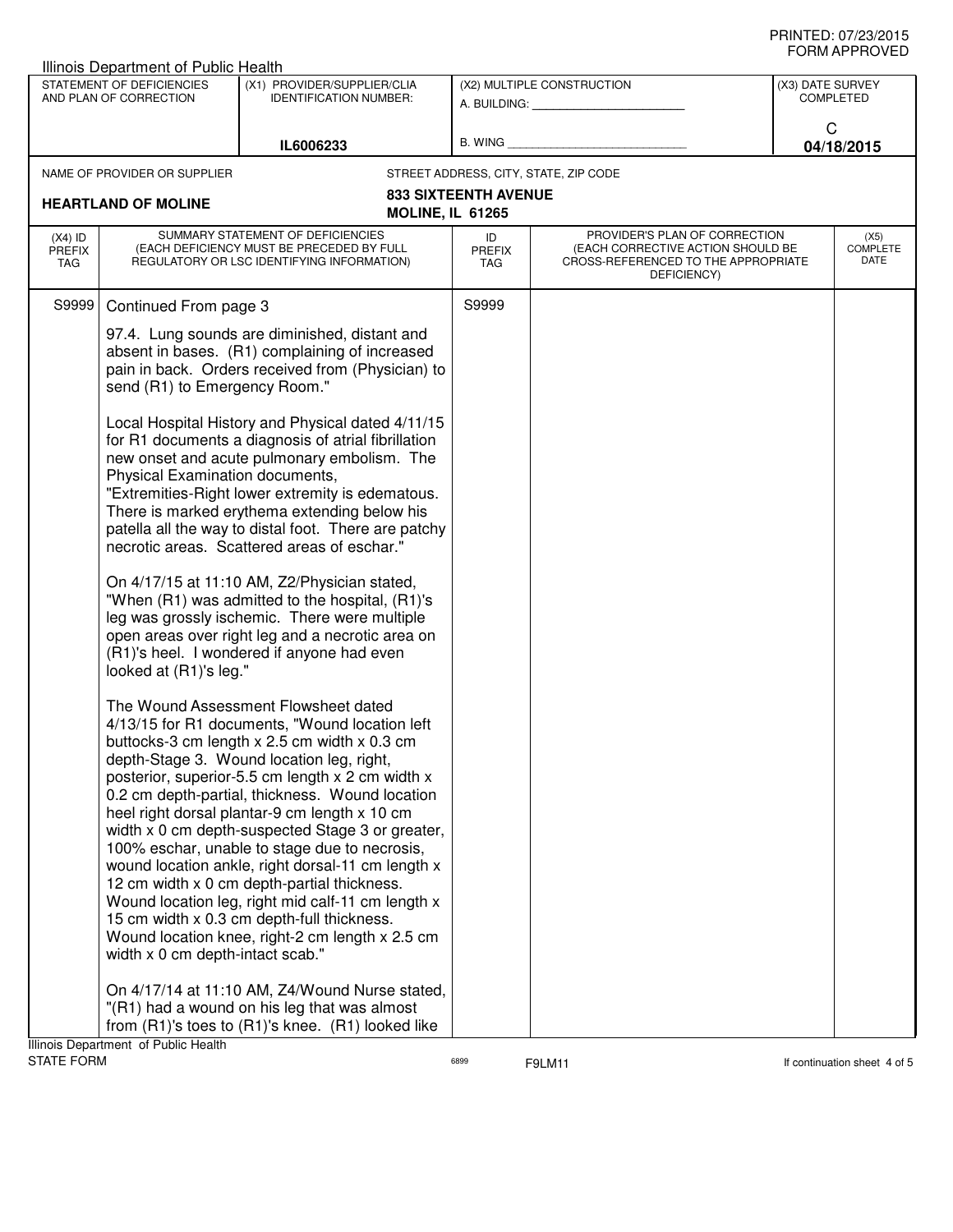Illinois Department of Public Health

| STATEMENT OF DEFICIENCIES AND PLAN OF CORRECTION | (X1) PROVIDER/SUPPLIER/CLIA IDENTIFICATION NUMBER: | (X2) MULTIPLE CONSTRUCTION | (X3) DATE SURVEY COMPLETED |
|---|---|---|---|
| | IL6006233 | A. BUILDING: ______ B. WING ______ | C 04/18/2015 |

NAME OF PROVIDER OR SUPPLIER: **HEARTLAND OF MOLINE**

STREET ADDRESS, CITY, STATE, ZIP CODE: **833 SIXTEENTH AVENUE MOLINE, IL 61265**

| (X4) ID PREFIX TAG | SUMMARY STATEMENT OF DEFICIENCIES (EACH DEFICIENCY MUST BE PRECEDED BY FULL REGULATORY OR LSC IDENTIFYING INFORMATION) | ID PREFIX TAG | PROVIDER'S PLAN OF CORRECTION (EACH CORRECTIVE ACTION SHOULD BE CROSS-REFERENCED TO THE APPROPRIATE DEFICIENCY) | (X5) COMPLETE DATE |
|---|---|---|---|---|
| S9999 | Continued From page 3 | S9999 | | |

97.4. Lung sounds are diminished, distant and absent in bases. (R1) complaining of increased pain in back. Orders received from (Physician) to send (R1) to Emergency Room."

Local Hospital History and Physical dated 4/11/15 for R1 documents a diagnosis of atrial fibrillation new onset and acute pulmonary embolism. The Physical Examination documents, "Extremities-Right lower extremity is edematous. There is marked erythema extending below his patella all the way to distal foot. There are patchy necrotic areas. Scattered areas of eschar."

On 4/17/15 at 11:10 AM, Z2/Physician stated, "When (R1) was admitted to the hospital, (R1)'s leg was grossly ischemic. There were multiple open areas over right leg and a necrotic area on (R1)'s heel. I wondered if anyone had even looked at (R1)'s leg."

The Wound Assessment Flowsheet dated 4/13/15 for R1 documents, "Wound location left buttocks-3 cm length x 2.5 cm width x 0.3 cm depth-Stage 3. Wound location leg, right, posterior, superior-5.5 cm length x 2 cm width x 0.2 cm depth-partial, thickness. Wound location heel right dorsal plantar-9 cm length x 10 cm width x 0 cm depth-suspected Stage 3 or greater, 100% eschar, unable to stage due to necrosis, wound location ankle, right dorsal-11 cm length x 12 cm width x 0 cm depth-partial thickness. Wound location leg, right mid calf-11 cm length x 15 cm width x 0.3 cm depth-full thickness. Wound location knee, right-2 cm length x 2.5 cm width x 0 cm depth-intact scab."

On 4/17/14 at 11:10 AM, Z4/Wound Nurse stated, "(R1) had a wound on his leg that was almost from (R1)'s toes to (R1)'s knee. (R1) looked like

Illinois Department of Public Health
STATE FORM 6899 F9LM11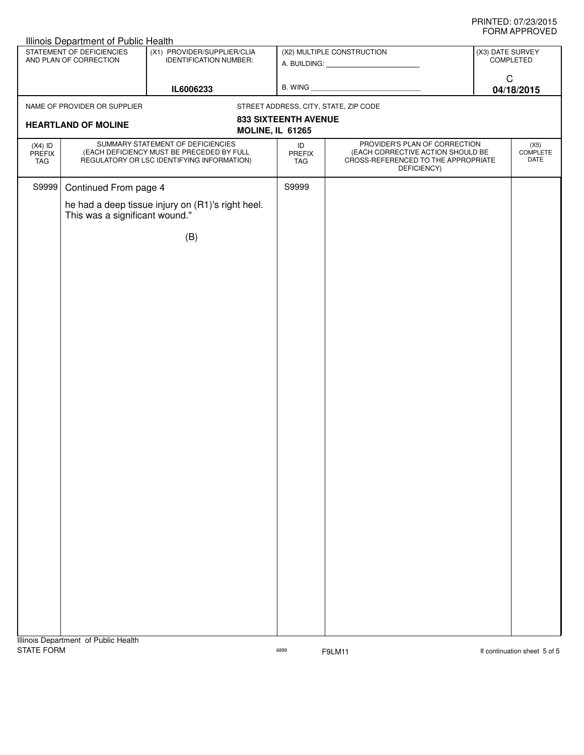Illinois Department of Public Health

| STATEMENT OF DEFICIENCIES AND PLAN OF CORRECTION | (X1) PROVIDER/SUPPLIER/CLIA IDENTIFICATION NUMBER: | (X2) MULTIPLE CONSTRUCTION | (X3) DATE SURVEY COMPLETED |
|---|---|---|---|
| | IL6006233 | A. BUILDING: ______ B. WING ______ | C 04/18/2015 |

| NAME OF PROVIDER OR SUPPLIER | STREET ADDRESS, CITY, STATE, ZIP CODE |
|---|---|
| **HEARTLAND OF MOLINE** | **833 SIXTEENTH AVENUE MOLINE, IL 61265** |

| (X4) ID PREFIX TAG | SUMMARY STATEMENT OF DEFICIENCIES (EACH DEFICIENCY MUST BE PRECEDED BY FULL REGULATORY OR LSC IDENTIFYING INFORMATION) | ID PREFIX TAG | PROVIDER'S PLAN OF CORRECTION (EACH CORRECTIVE ACTION SHOULD BE CROSS-REFERENCED TO THE APPROPRIATE DEFICIENCY) | (X5) COMPLETE DATE |
|---|---|---|---|---|
| S9999 | Continued From page 4<br><br>he had a deep tissue injury on (R1)'s right heel. This was a significant wound."<br><br>(B) | S9999 | | |

Illinois Department of Public Health
STATE FORM 6899 F9LM11